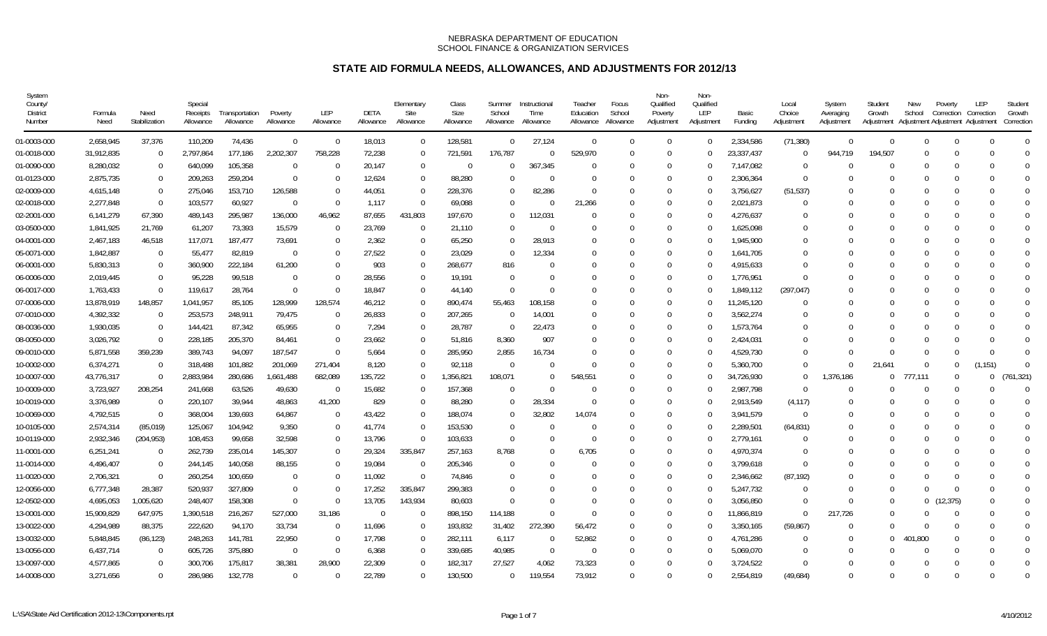# NEBRASKA DEPARTMENT OF EDUCATION
## SCHOOL FINANCE & ORGANIZATION SERVICES

## STATE AID FORMULA NEEDS, ALLOWANCES, AND ADJUSTMENTS FOR 2012/13

| System County/ District Number | Formula Need | Need Stabilization | Special Receipts Allowance | Transportation Allowance | Poverty Allowance | LEP Allowance | DETA Allowance | Elementary Site Allowance | Class Size Allowance | Summer School Allowance | Instructional Time Allowance | Teacher Education Allowance | Focus School Allowance | Non-Qualified Poverty Adjustment | Non-Qualified LEP Adjustment | Basic Funding | Local Choice Adjustment | System Averaging Adjustment | Student Growth Adjustment | New School Adjustment | Poverty Correction Adjustment | LEP Correction Adjustment | Student Growth Correction |
|---|---|---|---|---|---|---|---|---|---|---|---|---|---|---|---|---|---|---|---|---|---|---|---|
| 01-0003-000 | 2,658,945 | 37,376 | 110,209 | 74,436 | 0 | 0 | 18,013 | 0 | 128,581 | 0 | 27,124 | 0 | 0 | 0 | 0 | 2,334,586 | (71,380) | 0 | 0 | 0 | 0 | 0 | 0 |
| 01-0018-000 | 31,912,835 | 0 | 2,797,864 | 177,186 | 2,202,307 | 758,228 | 72,238 | 0 | 721,591 | 176,787 | 0 | 529,970 | 0 | 0 | 0 | 23,337,437 | 0 | 944,719 | 194,507 | 0 | 0 | 0 | 0 |
| 01-0090-000 | 8,280,032 | 0 | 640,099 | 105,358 | 0 | 0 | 20,147 | 0 | 0 | 0 | 367,345 | 0 | 0 | 0 | 0 | 7,147,082 | 0 | 0 | 0 | 0 | 0 | 0 | 0 |
| 01-0123-000 | 2,875,735 | 0 | 209,263 | 259,204 | 0 | 0 | 12,624 | 0 | 88,280 | 0 | 0 | 0 | 0 | 0 | 0 | 2,306,364 | 0 | 0 | 0 | 0 | 0 | 0 | 0 |
| 02-0009-000 | 4,615,148 | 0 | 275,046 | 153,710 | 126,588 | 0 | 44,051 | 0 | 228,376 | 0 | 82,286 | 0 | 0 | 0 | 0 | 3,756,627 | (51,537) | 0 | 0 | 0 | 0 | 0 | 0 |
| 02-0018-000 | 2,277,848 | 0 | 103,577 | 60,927 | 0 | 0 | 1,117 | 0 | 69,088 | 0 | 0 | 21,266 | 0 | 0 | 0 | 2,021,873 | 0 | 0 | 0 | 0 | 0 | 0 | 0 |
| 02-2001-000 | 6,141,279 | 67,390 | 489,143 | 295,987 | 136,000 | 46,962 | 87,655 | 431,803 | 197,670 | 0 | 112,031 | 0 | 0 | 0 | 0 | 4,276,637 | 0 | 0 | 0 | 0 | 0 | 0 | 0 |
| 03-0500-000 | 1,841,925 | 21,769 | 61,207 | 73,393 | 15,579 | 0 | 23,769 | 0 | 21,110 | 0 | 0 | 0 | 0 | 0 | 0 | 1,625,098 | 0 | 0 | 0 | 0 | 0 | 0 | 0 |
| 04-0001-000 | 2,467,183 | 46,518 | 117,071 | 187,477 | 73,691 | 0 | 2,362 | 0 | 65,250 | 0 | 28,913 | 0 | 0 | 0 | 0 | 1,945,900 | 0 | 0 | 0 | 0 | 0 | 0 | 0 |
| 05-0071-000 | 1,842,887 | 0 | 55,477 | 82,819 | 0 | 0 | 27,522 | 0 | 23,029 | 0 | 12,334 | 0 | 0 | 0 | 0 | 1,641,705 | 0 | 0 | 0 | 0 | 0 | 0 | 0 |
| 06-0001-000 | 5,830,313 | 0 | 360,900 | 222,184 | 61,200 | 0 | 903 | 0 | 268,677 | 816 | 0 | 0 | 0 | 0 | 0 | 4,915,633 | 0 | 0 | 0 | 0 | 0 | 0 | 0 |
| 06-0006-000 | 2,019,445 | 0 | 95,228 | 99,518 | 0 | 0 | 28,556 | 0 | 19,191 | 0 | 0 | 0 | 0 | 0 | 0 | 1,776,951 | 0 | 0 | 0 | 0 | 0 | 0 | 0 |
| 06-0017-000 | 1,763,433 | 0 | 119,617 | 28,764 | 0 | 0 | 18,847 | 0 | 44,140 | 0 | 0 | 0 | 0 | 0 | 0 | 1,849,112 | (297,047) | 0 | 0 | 0 | 0 | 0 | 0 |
| 07-0006-000 | 13,878,919 | 148,857 | 1,041,957 | 85,105 | 128,999 | 128,574 | 46,212 | 0 | 890,474 | 55,463 | 108,158 | 0 | 0 | 0 | 0 | 11,245,120 | 0 | 0 | 0 | 0 | 0 | 0 | 0 |
| 07-0010-000 | 4,392,332 | 0 | 253,573 | 248,911 | 79,475 | 0 | 26,833 | 0 | 207,265 | 0 | 14,001 | 0 | 0 | 0 | 0 | 3,562,274 | 0 | 0 | 0 | 0 | 0 | 0 | 0 |
| 08-0036-000 | 1,930,035 | 0 | 144,421 | 87,342 | 65,955 | 0 | 7,294 | 0 | 28,787 | 0 | 22,473 | 0 | 0 | 0 | 0 | 1,573,764 | 0 | 0 | 0 | 0 | 0 | 0 | 0 |
| 08-0050-000 | 3,026,792 | 0 | 228,185 | 205,370 | 84,461 | 0 | 23,662 | 0 | 51,816 | 8,360 | 907 | 0 | 0 | 0 | 0 | 2,424,031 | 0 | 0 | 0 | 0 | 0 | 0 | 0 |
| 09-0010-000 | 5,871,558 | 359,239 | 389,743 | 94,097 | 187,547 | 0 | 5,664 | 0 | 285,950 | 2,855 | 16,734 | 0 | 0 | 0 | 0 | 4,529,730 | 0 | 0 | 0 | 0 | 0 | 0 | 0 |
| 10-0002-000 | 6,374,271 | 0 | 318,488 | 101,882 | 201,069 | 271,404 | 8,120 | 0 | 92,118 | 0 | 0 | 0 | 0 | 0 | 0 | 5,360,700 | 0 | 0 | 21,641 | 0 | 0 | (1,151) | 0 |
| 10-0007-000 | 43,776,317 | 0 | 2,883,984 | 280,686 | 1,661,488 | 682,089 | 135,722 | 0 | 1,356,821 | 108,071 | 0 | 548,551 | 0 | 0 | 0 | 34,726,930 | 0 | 1,376,186 | 0 | 777,111 | 0 | 0 | (761,321) |
| 10-0009-000 | 3,723,927 | 208,254 | 241,668 | 63,526 | 49,630 | 0 | 15,682 | 0 | 157,368 | 0 | 0 | 0 | 0 | 0 | 0 | 2,987,798 | 0 | 0 | 0 | 0 | 0 | 0 | 0 |
| 10-0019-000 | 3,376,989 | 0 | 220,107 | 39,944 | 48,863 | 41,200 | 829 | 0 | 88,280 | 0 | 28,334 | 0 | 0 | 0 | 0 | 2,913,549 | (4,117) | 0 | 0 | 0 | 0 | 0 | 0 |
| 10-0069-000 | 4,792,515 | 0 | 368,004 | 139,693 | 64,867 | 0 | 43,422 | 0 | 188,074 | 0 | 32,802 | 14,074 | 0 | 0 | 0 | 3,941,579 | 0 | 0 | 0 | 0 | 0 | 0 | 0 |
| 10-0105-000 | 2,574,314 | (85,019) | 125,067 | 104,942 | 9,350 | 0 | 41,774 | 0 | 153,530 | 0 | 0 | 0 | 0 | 0 | 0 | 2,289,501 | (64,831) | 0 | 0 | 0 | 0 | 0 | 0 |
| 10-0119-000 | 2,932,346 | (204,953) | 108,453 | 99,658 | 32,598 | 0 | 13,796 | 0 | 103,633 | 0 | 0 | 0 | 0 | 0 | 0 | 2,779,161 | 0 | 0 | 0 | 0 | 0 | 0 | 0 |
| 11-0001-000 | 6,251,241 | 0 | 262,739 | 235,014 | 145,307 | 0 | 29,324 | 335,847 | 257,163 | 8,768 | 0 | 6,705 | 0 | 0 | 0 | 4,970,374 | 0 | 0 | 0 | 0 | 0 | 0 | 0 |
| 11-0014-000 | 4,496,407 | 0 | 244,145 | 140,058 | 88,155 | 0 | 19,084 | 0 | 205,346 | 0 | 0 | 0 | 0 | 0 | 0 | 3,799,618 | 0 | 0 | 0 | 0 | 0 | 0 | 0 |
| 11-0020-000 | 2,706,321 | 0 | 260,254 | 100,659 | 0 | 0 | 11,092 | 0 | 74,846 | 0 | 0 | 0 | 0 | 0 | 0 | 2,346,662 | (87,192) | 0 | 0 | 0 | 0 | 0 | 0 |
| 12-0056-000 | 6,777,348 | 28,387 | 520,937 | 327,809 | 0 | 0 | 17,252 | 335,847 | 299,383 | 0 | 0 | 0 | 0 | 0 | 0 | 5,247,732 | 0 | 0 | 0 | 0 | 0 | 0 | 0 |
| 12-0502-000 | 4,695,053 | 1,005,620 | 248,407 | 158,308 | 0 | 0 | 13,705 | 143,934 | 80,603 | 0 | 0 | 0 | 0 | 0 | 0 | 3,056,850 | 0 | 0 | 0 | 0 | (12,375) | 0 | 0 |
| 13-0001-000 | 15,909,829 | 647,975 | 1,390,518 | 216,267 | 527,000 | 31,186 | 0 | 0 | 898,150 | 114,188 | 0 | 0 | 0 | 0 | 0 | 11,866,819 | 0 | 217,726 | 0 | 0 | 0 | 0 | 0 |
| 13-0022-000 | 4,294,989 | 88,375 | 222,620 | 94,170 | 33,734 | 0 | 11,696 | 0 | 193,832 | 31,402 | 272,390 | 56,472 | 0 | 0 | 0 | 3,350,165 | (59,867) | 0 | 0 | 0 | 0 | 0 | 0 |
| 13-0032-000 | 5,848,845 | (86,123) | 248,263 | 141,781 | 22,950 | 0 | 17,798 | 0 | 282,111 | 6,117 | 0 | 52,862 | 0 | 0 | 0 | 4,761,286 | 0 | 0 | 0 | 401,800 | 0 | 0 | 0 |
| 13-0056-000 | 6,437,714 | 0 | 605,726 | 375,880 | 0 | 0 | 6,368 | 0 | 339,685 | 40,985 | 0 | 0 | 0 | 0 | 0 | 5,069,070 | 0 | 0 | 0 | 0 | 0 | 0 | 0 |
| 13-0097-000 | 4,577,865 | 0 | 300,706 | 175,817 | 38,381 | 28,900 | 22,309 | 0 | 182,317 | 27,527 | 4,062 | 73,323 | 0 | 0 | 0 | 3,724,522 | 0 | 0 | 0 | 0 | 0 | 0 | 0 |
| 14-0008-000 | 3,271,656 | 0 | 286,986 | 132,778 | 0 | 0 | 22,789 | 0 | 130,500 | 0 | 119,554 | 73,912 | 0 | 0 | 0 | 2,554,819 | (49,684) | 0 | 0 | 0 | 0 | 0 | 0 |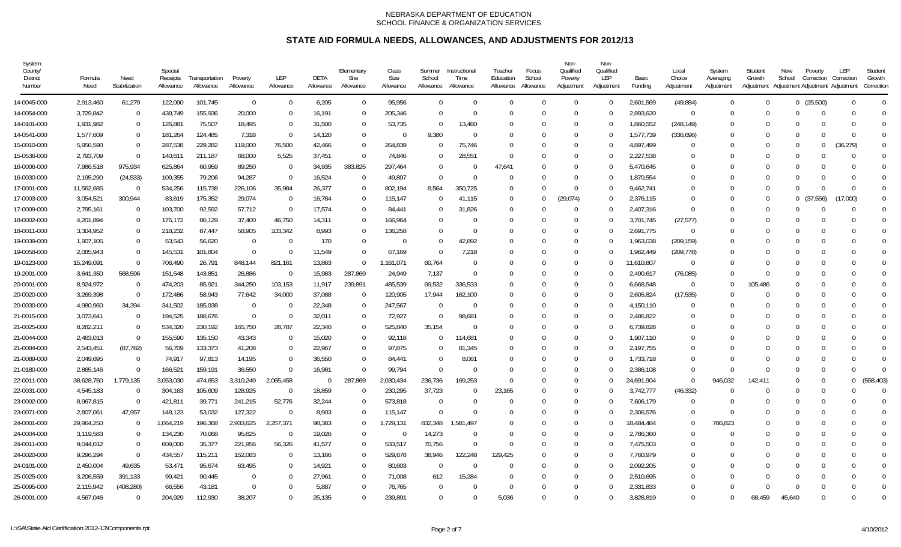NEBRASKA DEPARTMENT OF EDUCATION
SCHOOL FINANCE & ORGANIZATION SERVICES

# STATE AID FORMULA NEEDS, ALLOWANCES, AND ADJUSTMENTS FOR 2012/13

| System County/ District Number | Formula Need | Need Stabilization | Special Receipts Allowance | Transportation Allowance | Poverty Allowance | LEP Allowance | DETA Allowance | Elementary Site Allowance | Class Size Allowance | Summer School Allowance | Instructional Time Allowance | Teacher Education Allowance | Focus School Allowance | Non-Qualified Poverty Adjustment | Non-Qualified LEP Adjustment | Basic Funding | Local Choice Adjustment | System Averaging Adjustment | Student Growth Adjustment | New School Adjustment | Poverty Correction Adjustment | LEP Correction Adjustment | Student Growth Correction |
|---|---|---|---|---|---|---|---|---|---|---|---|---|---|---|---|---|---|---|---|---|---|---|---|
| 14-0045-000 | 2,913,460 | 61,279 | 122,090 | 101,745 | 0 | 0 | 6,205 | 0 | 95,956 | 0 | 0 | 0 | 0 | 0 | 0 | 2,601,569 | (49,884) | 0 | 0 | 0 | (25,500) | 0 | 0 |
| 14-0054-000 | 3,729,842 | 0 | 438,749 | 155,936 | 20,000 | 0 | 16,191 | 0 | 205,346 | 0 | 0 | 0 | 0 | 0 | 0 | 2,893,620 | 0 | 0 | 0 | 0 | 0 | 0 | 0 |
| 14-0101-000 | 1,931,982 | 0 | 126,881 | 75,507 | 18,495 | 0 | 31,500 | 0 | 53,735 | 0 | 13,460 | 0 | 0 | 0 | 0 | 1,860,552 | (248,149) | 0 | 0 | 0 | 0 | 0 | 0 |
| 14-0541-000 | 1,577,609 | 0 | 181,264 | 124,485 | 7,318 | 0 | 14,120 | 0 | 0 | 9,380 | 0 | 0 | 0 | 0 | 0 | 1,577,739 | (336,696) | 0 | 0 | 0 | 0 | 0 | 0 |
| 15-0010-000 | 5,956,590 | 0 | 287,538 | 229,282 | 119,000 | 76,500 | 42,466 | 0 | 264,839 | 0 | 75,746 | 0 | 0 | 0 | 0 | 4,897,499 | 0 | 0 | 0 | 0 | 0 | (36,279) | 0 |
| 15-0536-000 | 2,793,709 | 0 | 140,611 | 211,187 | 68,000 | 5,525 | 37,451 | 0 | 74,846 | 0 | 28,551 | 0 | 0 | 0 | 0 | 2,227,538 | 0 | 0 | 0 | 0 | 0 | 0 | 0 |
| 16-0006-000 | 7,986,518 | 975,934 | 625,864 | 60,959 | 89,250 | 0 | 34,935 | 383,825 | 297,464 | 0 | 0 | 47,641 | 0 | 0 | 0 | 5,470,645 | 0 | 0 | 0 | 0 | 0 | 0 | 0 |
| 16-0030-000 | 2,195,290 | (24,533) | 109,355 | 79,206 | 94,287 | 0 | 16,524 | 0 | 49,897 | 0 | 0 | 0 | 0 | 0 | 0 | 1,870,554 | 0 | 0 | 0 | 0 | 0 | 0 | 0 |
| 17-0001-000 | 11,562,685 | 0 | 534,256 | 115,738 | 226,106 | 35,984 | 26,377 | 0 | 802,194 | 8,564 | 350,725 | 0 | 0 | 0 | 0 | 9,462,741 | 0 | 0 | 0 | 0 | 0 | 0 | 0 |
| 17-0003-000 | 3,054,521 | 300,944 | 83,619 | 175,352 | 29,074 | 0 | 16,784 | 0 | 115,147 | 0 | 41,115 | 0 | 0 | (29,074) | 0 | 2,376,115 | 0 | 0 | 0 | 0 | (37,556) | (17,000) | 0 |
| 17-0009-000 | 2,795,161 | 0 | 103,700 | 92,592 | 57,712 | 0 | 17,574 | 0 | 84,441 | 0 | 31,826 | 0 | 0 | 0 | 0 | 2,407,316 | 0 | 0 | 0 | 0 | 0 | 0 | 0 |
| 18-0002-000 | 4,201,894 | 0 | 176,172 | 86,129 | 37,400 | 46,750 | 14,311 | 0 | 166,964 | 0 | 0 | 0 | 0 | 0 | 0 | 3,701,745 | (27,577) | 0 | 0 | 0 | 0 | 0 | 0 |
| 18-0011-000 | 3,304,952 | 0 | 218,232 | 87,447 | 58,905 | 103,342 | 8,993 | 0 | 136,258 | 0 | 0 | 0 | 0 | 0 | 0 | 2,691,775 | 0 | 0 | 0 | 0 | 0 | 0 | 0 |
| 19-0039-000 | 1,907,105 | 0 | 53,543 | 56,620 | 0 | 0 | 170 | 0 | 0 | 0 | 42,892 | 0 | 0 | 0 | 0 | 1,963,038 | (209,159) | 0 | 0 | 0 | 0 | 0 | 0 |
| 19-0058-000 | 2,085,943 | 0 | 145,531 | 101,804 | 0 | 0 | 11,549 | 0 | 67,169 | 0 | 7,218 | 0 | 0 | 0 | 0 | 1,962,449 | (209,778) | 0 | 0 | 0 | 0 | 0 | 0 |
| 19-0123-000 | 15,249,091 | 0 | 706,490 | 26,791 | 848,144 | 821,161 | 13,863 | 0 | 1,161,071 | 60,764 | 0 | 0 | 0 | 0 | 0 | 11,610,807 | 0 | 0 | 0 | 0 | 0 | 0 | 0 |
| 19-2001-000 | 3,641,350 | 568,596 | 151,548 | 143,851 | 26,886 | 0 | 15,983 | 287,869 | 24,949 | 7,137 | 0 | 0 | 0 | 0 | 0 | 2,490,617 | (76,085) | 0 | 0 | 0 | 0 | 0 | 0 |
| 20-0001-000 | 8,924,972 | 0 | 474,203 | 85,921 | 344,250 | 103,153 | 11,917 | 239,891 | 485,539 | 69,532 | 336,533 | 0 | 0 | 0 | 0 | 6,668,548 | 0 | 0 | 105,486 | 0 | 0 | 0 | 0 |
| 20-0020-000 | 3,269,398 | 0 | 172,486 | 58,943 | 77,642 | 34,000 | 37,088 | 0 | 120,905 | 17,944 | 162,100 | 0 | 0 | 0 | 0 | 2,605,824 | (17,535) | 0 | 0 | 0 | 0 | 0 | 0 |
| 20-0030-000 | 4,980,960 | 34,394 | 341,502 | 185,038 | 0 | 0 | 22,348 | 0 | 247,567 | 0 | 0 | 0 | 0 | 0 | 0 | 4,150,110 | 0 | 0 | 0 | 0 | 0 | 0 | 0 |
| 21-0015-000 | 3,073,641 | 0 | 194,525 | 188,676 | 0 | 0 | 32,011 | 0 | 72,927 | 0 | 98,681 | 0 | 0 | 0 | 0 | 2,486,822 | 0 | 0 | 0 | 0 | 0 | 0 | 0 |
| 21-0025-000 | 8,282,211 | 0 | 534,320 | 230,192 | 165,750 | 28,787 | 22,340 | 0 | 525,840 | 35,154 | 0 | 0 | 0 | 0 | 0 | 6,739,828 | 0 | 0 | 0 | 0 | 0 | 0 | 0 |
| 21-0044-000 | 2,463,013 | 0 | 155,590 | 135,150 | 43,343 | 0 | 15,020 | 0 | 92,118 | 0 | 114,681 | 0 | 0 | 0 | 0 | 1,907,110 | 0 | 0 | 0 | 0 | 0 | 0 | 0 |
| 21-0084-000 | 2,543,451 | (87,782) | 56,709 | 133,373 | 41,208 | 0 | 22,967 | 0 | 97,875 | 0 | 81,345 | 0 | 0 | 0 | 0 | 2,197,755 | 0 | 0 | 0 | 0 | 0 | 0 | 0 |
| 21-0089-000 | 2,049,695 | 0 | 74,917 | 97,813 | 14,195 | 0 | 36,550 | 0 | 84,441 | 0 | 8,061 | 0 | 0 | 0 | 0 | 1,733,718 | 0 | 0 | 0 | 0 | 0 | 0 | 0 |
| 21-0180-000 | 2,865,146 | 0 | 166,521 | 159,191 | 36,550 | 0 | 16,981 | 0 | 99,794 | 0 | 0 | 0 | 0 | 0 | 0 | 2,386,108 | 0 | 0 | 0 | 0 | 0 | 0 | 0 |
| 22-0011-000 | 38,628,760 | 1,779,135 | 3,053,030 | 474,653 | 3,310,249 | 2,065,458 | 0 | 287,869 | 2,030,434 | 236,736 | 169,253 | 0 | 0 | 0 | 0 | 24,691,904 | 0 | 946,032 | 142,411 | 0 | 0 | 0 | (558,403) |
| 22-0031-000 | 4,545,183 | 0 | 304,163 | 105,609 | 128,925 | 0 | 18,859 | 0 | 230,295 | 37,723 | 0 | 23,165 | 0 | 0 | 0 | 3,742,777 | (46,332) | 0 | 0 | 0 | 0 | 0 | 0 |
| 23-0002-000 | 8,967,815 | 0 | 421,811 | 39,771 | 241,215 | 52,776 | 32,244 | 0 | 573,818 | 0 | 0 | 0 | 0 | 0 | 0 | 7,606,179 | 0 | 0 | 0 | 0 | 0 | 0 | 0 |
| 23-0071-000 | 2,807,061 | 47,957 | 148,123 | 53,032 | 127,322 | 0 | 8,903 | 0 | 115,147 | 0 | 0 | 0 | 0 | 0 | 0 | 2,306,576 | 0 | 0 | 0 | 0 | 0 | 0 | 0 |
| 24-0001-000 | 29,964,250 | 0 | 1,064,219 | 196,368 | 2,933,625 | 2,257,371 | 98,383 | 0 | 1,729,131 | 832,348 | 1,581,497 | 0 | 0 | 0 | 0 | 18,484,484 | 0 | 786,823 | 0 | 0 | 0 | 0 | 0 |
| 24-0004-000 | 3,119,583 | 0 | 134,230 | 70,068 | 95,625 | 0 | 19,026 | 0 | 0 | 14,273 | 0 | 0 | 0 | 0 | 0 | 2,786,360 | 0 | 0 | 0 | 0 | 0 | 0 | 0 |
| 24-0011-000 | 9,044,012 | 0 | 609,000 | 35,377 | 221,956 | 56,326 | 41,577 | 0 | 533,517 | 70,756 | 0 | 0 | 0 | 0 | 0 | 7,475,503 | 0 | 0 | 0 | 0 | 0 | 0 | 0 |
| 24-0020-000 | 9,296,294 | 0 | 434,557 | 115,211 | 152,083 | 0 | 13,166 | 0 | 529,678 | 38,946 | 122,248 | 129,425 | 0 | 0 | 0 | 7,760,979 | 0 | 0 | 0 | 0 | 0 | 0 | 0 |
| 24-0101-000 | 2,450,004 | 49,635 | 53,471 | 95,674 | 63,495 | 0 | 14,921 | 0 | 80,603 | 0 | 0 | 0 | 0 | 0 | 0 | 2,092,205 | 0 | 0 | 0 | 0 | 0 | 0 | 0 |
| 25-0025-000 | 3,206,559 | 391,133 | 99,421 | 90,445 | 0 | 0 | 27,961 | 0 | 71,008 | 612 | 15,284 | 0 | 0 | 0 | 0 | 2,510,695 | 0 | 0 | 0 | 0 | 0 | 0 | 0 |
| 25-0095-000 | 2,115,942 | (408,280) | 66,556 | 43,181 | 0 | 0 | 5,887 | 0 | 76,765 | 0 | 0 | 0 | 0 | 0 | 0 | 2,331,833 | 0 | 0 | 0 | 0 | 0 | 0 | 0 |
| 26-0001-000 | 4,567,046 | 0 | 204,929 | 112,930 | 38,207 | 0 | 25,135 | 0 | 239,891 | 0 | 0 | 5,036 | 0 | 0 | 0 | 3,826,819 | 0 | 0 | 68,459 | 45,640 | 0 | 0 | 0 |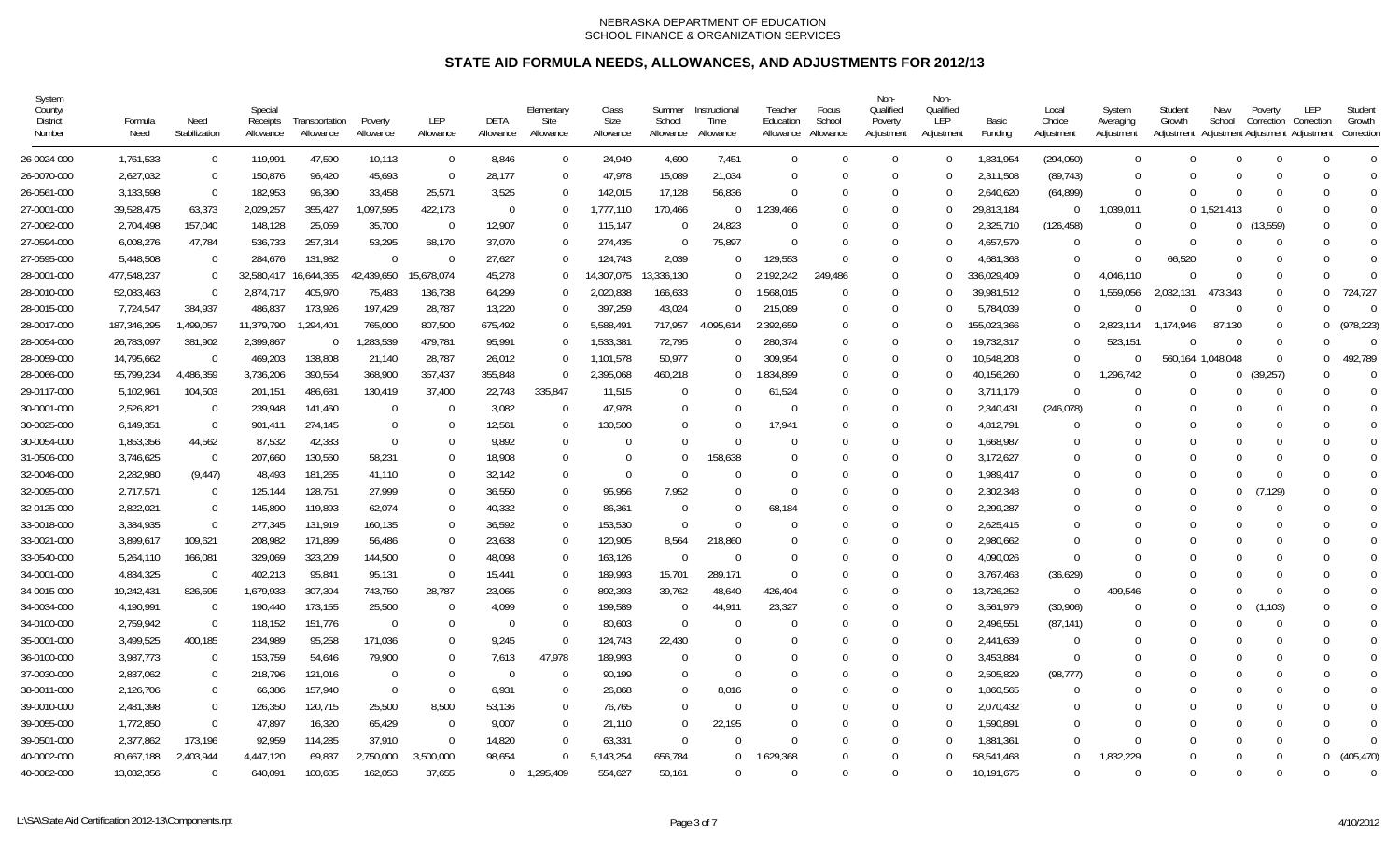# STATE AID FORMULA NEEDS, ALLOWANCES, AND ADJUSTMENTS FOR 2012/13

| System County/ District Number | Formula Need | Need Stabilization | Special Receipts Allowance | Transportation Allowance | Poverty Allowance | LEP Allowance | DETA Allowance | Elementary Site Allowance | Class Size Allowance | Summer School Allowance | Instructional Time Allowance | Teacher Education Allowance | Focus School Allowance | Non-Qualified Poverty Adjustment | Non-Qualified LEP Adjustment | Basic Funding | Local Choice Adjustment | System Averaging Adjustment | Student Growth Adjustment | New School Adjustment | Poverty Correction Adjustment | LEP Correction Adjustment | Student Growth Correction |
|---|---|---|---|---|---|---|---|---|---|---|---|---|---|---|---|---|---|---|---|---|---|---|---|
| 26-0024-000 | 1,761,533 | 0 | 119,991 | 47,590 | 10,113 | 0 | 8,846 | 0 | 24,949 | 4,690 | 7,451 | 0 | 0 | 0 | 0 | 1,831,954 | (294,050) | 0 | 0 | 0 | 0 | 0 | 0 |
| 26-0070-000 | 2,627,032 | 0 | 150,876 | 96,420 | 45,693 | 0 | 28,177 | 0 | 47,978 | 15,089 | 21,034 | 0 | 0 | 0 | 0 | 2,311,508 | (89,743) | 0 | 0 | 0 | 0 | 0 | 0 |
| 26-0561-000 | 3,133,598 | 0 | 182,953 | 96,390 | 33,458 | 25,571 | 3,525 | 0 | 142,015 | 17,128 | 56,836 | 0 | 0 | 0 | 0 | 2,640,620 | (64,899) | 0 | 0 | 0 | 0 | 0 | 0 |
| 27-0001-000 | 39,528,475 | 63,373 | 2,029,257 | 355,427 | 1,097,595 | 422,173 | 0 | 0 | 1,777,110 | 170,466 | 0 | 1,239,466 | 0 | 0 | 0 | 29,813,184 | 0 | 1,039,011 | 0 | 1,521,413 | 0 | 0 | 0 |
| 27-0062-000 | 2,704,498 | 157,040 | 148,128 | 25,059 | 35,700 | 0 | 12,907 | 0 | 115,147 | 0 | 24,823 | 0 | 0 | 0 | 0 | 2,325,710 | (126,458) | 0 | 0 | 0 | (13,559) | 0 | 0 |
| 27-0594-000 | 6,008,276 | 47,784 | 536,733 | 257,314 | 53,295 | 68,170 | 37,070 | 0 | 274,435 | 0 | 75,897 | 0 | 0 | 0 | 0 | 4,657,579 | 0 | 0 | 0 | 0 | 0 | 0 | 0 |
| 27-0595-000 | 5,448,508 | 0 | 284,676 | 131,982 | 0 | 0 | 27,627 | 0 | 124,743 | 2,039 | 0 | 129,553 | 0 | 0 | 0 | 4,681,368 | 0 | 0 | 66,520 | 0 | 0 | 0 | 0 |
| 28-0001-000 | 477,548,237 | 0 | 32,580,417 | 16,644,365 | 42,439,650 | 15,678,074 | 45,278 | 0 | 14,307,075 | 13,336,130 | 0 | 2,192,242 | 249,486 | 0 | 0 | 336,029,409 | 0 | 4,046,110 | 0 | 0 | 0 | 0 | 0 |
| 28-0010-000 | 52,083,463 | 0 | 2,874,717 | 405,970 | 75,483 | 136,738 | 64,299 | 0 | 2,020,838 | 166,633 | 0 | 1,568,015 | 0 | 0 | 0 | 39,981,512 | 0 | 1,559,056 | 2,032,131 | 473,343 | 0 | 0 | 724,727 |
| 28-0015-000 | 7,724,547 | 384,937 | 486,837 | 173,926 | 197,429 | 28,787 | 13,220 | 0 | 397,259 | 43,024 | 0 | 215,089 | 0 | 0 | 0 | 5,784,039 | 0 | 0 | 0 | 0 | 0 | 0 | 0 |
| 28-0017-000 | 187,346,295 | 1,499,057 | 11,379,790 | 1,294,401 | 765,000 | 807,500 | 675,492 | 0 | 5,588,491 | 717,957 | 4,095,614 | 2,392,659 | 0 | 0 | 0 | 155,023,366 | 0 | 2,823,114 | 1,174,946 | 87,130 | 0 | 0 | (978,223) |
| 28-0054-000 | 26,783,097 | 381,902 | 2,399,867 | 0 | 1,283,539 | 479,781 | 95,991 | 0 | 1,533,381 | 72,795 | 0 | 280,374 | 0 | 0 | 0 | 19,732,317 | 0 | 523,151 | 0 | 0 | 0 | 0 | 0 |
| 28-0059-000 | 14,795,662 | 0 | 469,203 | 138,808 | 21,140 | 28,787 | 26,012 | 0 | 1,101,578 | 50,977 | 0 | 309,954 | 0 | 0 | 0 | 10,548,203 | 0 | 0 | 560,164 | 1,048,048 | 0 | 0 | 492,789 |
| 28-0066-000 | 55,799,234 | 4,486,359 | 3,736,206 | 390,554 | 368,900 | 357,437 | 355,848 | 0 | 2,395,068 | 460,218 | 0 | 1,834,899 | 0 | 0 | 0 | 40,156,260 | 0 | 1,296,742 | 0 | 0 | (39,257) | 0 | 0 |
| 29-0117-000 | 5,102,961 | 104,503 | 201,151 | 486,681 | 130,419 | 37,400 | 22,743 | 335,847 | 11,515 | 0 | 0 | 61,524 | 0 | 0 | 0 | 3,711,179 | 0 | 0 | 0 | 0 | 0 | 0 | 0 |
| 30-0001-000 | 2,526,821 | 0 | 239,948 | 141,460 | 0 | 0 | 3,082 | 0 | 47,978 | 0 | 0 | 0 | 0 | 0 | 0 | 2,340,431 | (246,078) | 0 | 0 | 0 | 0 | 0 | 0 |
| 30-0025-000 | 6,149,351 | 0 | 901,411 | 274,145 | 0 | 0 | 12,561 | 0 | 130,500 | 0 | 0 | 17,941 | 0 | 0 | 0 | 4,812,791 | 0 | 0 | 0 | 0 | 0 | 0 | 0 |
| 30-0054-000 | 1,853,356 | 44,562 | 87,532 | 42,383 | 0 | 0 | 9,892 | 0 | 0 | 0 | 0 | 0 | 0 | 0 | 0 | 1,668,987 | 0 | 0 | 0 | 0 | 0 | 0 | 0 |
| 31-0506-000 | 3,746,625 | 0 | 207,660 | 130,560 | 58,231 | 0 | 18,908 | 0 | 0 | 0 | 158,638 | 0 | 0 | 0 | 0 | 3,172,627 | 0 | 0 | 0 | 0 | 0 | 0 | 0 |
| 32-0046-000 | 2,282,980 | (9,447) | 48,493 | 181,265 | 41,110 | 0 | 32,142 | 0 | 0 | 0 | 0 | 0 | 0 | 0 | 0 | 1,989,417 | 0 | 0 | 0 | 0 | 0 | 0 | 0 |
| 32-0095-000 | 2,717,571 | 0 | 125,144 | 128,751 | 27,999 | 0 | 36,550 | 0 | 95,956 | 7,952 | 0 | 0 | 0 | 0 | 0 | 2,302,348 | 0 | 0 | 0 | 0 | (7,129) | 0 | 0 |
| 32-0125-000 | 2,822,021 | 0 | 145,890 | 119,893 | 62,074 | 0 | 40,332 | 0 | 86,361 | 0 | 0 | 68,184 | 0 | 0 | 0 | 2,299,287 | 0 | 0 | 0 | 0 | 0 | 0 | 0 |
| 33-0018-000 | 3,384,935 | 0 | 277,345 | 131,919 | 160,135 | 0 | 36,592 | 0 | 153,530 | 0 | 0 | 0 | 0 | 0 | 0 | 2,625,415 | 0 | 0 | 0 | 0 | 0 | 0 | 0 |
| 33-0021-000 | 3,899,617 | 109,621 | 208,982 | 171,899 | 56,486 | 0 | 23,638 | 0 | 120,905 | 8,564 | 218,860 | 0 | 0 | 0 | 0 | 2,980,662 | 0 | 0 | 0 | 0 | 0 | 0 | 0 |
| 33-0540-000 | 5,264,110 | 166,081 | 329,069 | 323,209 | 144,500 | 0 | 48,098 | 0 | 163,126 | 0 | 0 | 0 | 0 | 0 | 0 | 4,090,026 | 0 | 0 | 0 | 0 | 0 | 0 | 0 |
| 34-0001-000 | 4,834,325 | 0 | 402,213 | 95,841 | 95,131 | 0 | 15,441 | 0 | 189,993 | 15,701 | 289,171 | 0 | 0 | 0 | 0 | 3,767,463 | (36,629) | 0 | 0 | 0 | 0 | 0 | 0 |
| 34-0015-000 | 19,242,431 | 826,595 | 1,679,933 | 307,304 | 743,750 | 28,787 | 23,065 | 0 | 892,393 | 39,762 | 48,640 | 426,404 | 0 | 0 | 0 | 13,726,252 | 0 | 499,546 | 0 | 0 | 0 | 0 | 0 |
| 34-0034-000 | 4,190,991 | 0 | 190,440 | 173,155 | 25,500 | 0 | 4,099 | 0 | 199,589 | 0 | 44,911 | 23,327 | 0 | 0 | 0 | 3,561,979 | (30,906) | 0 | 0 | 0 | (1,103) | 0 | 0 |
| 34-0100-000 | 2,759,942 | 0 | 118,152 | 151,776 | 0 | 0 | 0 | 0 | 80,603 | 0 | 0 | 0 | 0 | 0 | 0 | 2,496,551 | (87,141) | 0 | 0 | 0 | 0 | 0 | 0 |
| 35-0001-000 | 3,499,525 | 400,185 | 234,989 | 95,258 | 171,036 | 0 | 9,245 | 0 | 124,743 | 22,430 | 0 | 0 | 0 | 0 | 0 | 2,441,639 | 0 | 0 | 0 | 0 | 0 | 0 | 0 |
| 36-0100-000 | 3,987,773 | 0 | 153,759 | 54,646 | 79,900 | 0 | 7,613 | 47,978 | 189,993 | 0 | 0 | 0 | 0 | 0 | 0 | 3,453,884 | 0 | 0 | 0 | 0 | 0 | 0 | 0 |
| 37-0030-000 | 2,837,062 | 0 | 218,796 | 121,016 | 0 | 0 | 0 | 0 | 90,199 | 0 | 0 | 0 | 0 | 0 | 0 | 2,505,829 | (98,777) | 0 | 0 | 0 | 0 | 0 | 0 |
| 38-0011-000 | 2,126,706 | 0 | 66,386 | 157,940 | 0 | 0 | 6,931 | 0 | 26,868 | 0 | 8,016 | 0 | 0 | 0 | 0 | 1,860,565 | 0 | 0 | 0 | 0 | 0 | 0 | 0 |
| 39-0010-000 | 2,481,398 | 0 | 126,350 | 120,715 | 25,500 | 8,500 | 53,136 | 0 | 76,765 | 0 | 0 | 0 | 0 | 0 | 0 | 2,070,432 | 0 | 0 | 0 | 0 | 0 | 0 | 0 |
| 39-0055-000 | 1,772,850 | 0 | 47,897 | 16,320 | 65,429 | 0 | 9,007 | 0 | 21,110 | 0 | 22,195 | 0 | 0 | 0 | 0 | 1,590,891 | 0 | 0 | 0 | 0 | 0 | 0 | 0 |
| 39-0501-000 | 2,377,862 | 173,196 | 92,959 | 114,285 | 37,910 | 0 | 14,820 | 0 | 63,331 | 0 | 0 | 0 | 0 | 0 | 0 | 1,881,361 | 0 | 0 | 0 | 0 | 0 | 0 | 0 |
| 40-0002-000 | 80,667,188 | 2,403,944 | 4,447,120 | 69,837 | 2,750,000 | 3,500,000 | 98,654 | 0 | 5,143,254 | 656,784 | 0 | 1,629,368 | 0 | 0 | 0 | 58,541,468 | 0 | 1,832,229 | 0 | 0 | 0 | 0 | (405,470) |
| 40-0082-000 | 13,032,356 | 0 | 640,091 | 100,685 | 162,053 | 37,655 | 0 | 1,295,409 | 554,627 | 50,161 | 0 | 0 | 0 | 0 | 0 | 10,191,675 | 0 | 0 | 0 | 0 | 0 | 0 | 0 |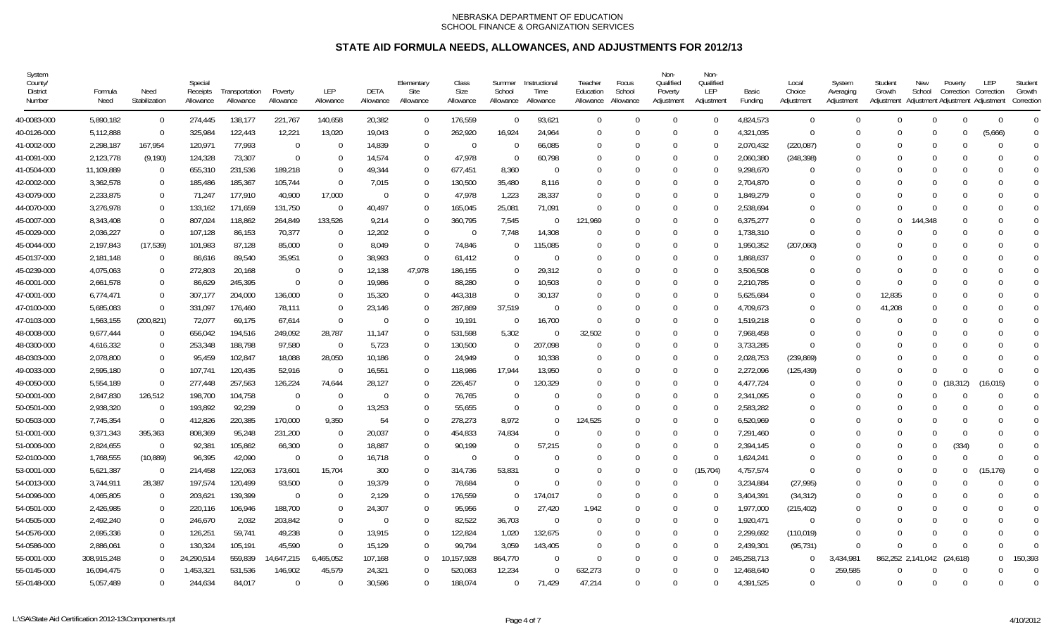# STATE AID FORMULA NEEDS, ALLOWANCES, AND ADJUSTMENTS FOR 2012/13

| System County/ District Number | Formula Need | Need Stabilization | Special Receipts Allowance | Transportation Allowance | Poverty Allowance | LEP Allowance | DETA Allowance | Elementary Site Allowance | Class Size Allowance | Summer School Allowance | Instructional Time Allowance | Teacher Education Allowance | Focus School Allowance | Non-Qualified Poverty Adjustment | Non-Qualified LEP Adjustment | Basic Funding | Local Choice Adjustment | System Averaging Adjustment | Student Growth Adjustment | New School Adjustment | Poverty Correction Adjustment | LEP Correction Adjustment | Student Growth Correction |
|---|---|---|---|---|---|---|---|---|---|---|---|---|---|---|---|---|---|---|---|---|---|---|---|
| 40-0083-000 | 5,890,182 | 0 | 274,445 | 138,177 | 221,767 | 140,658 | 20,382 | 0 | 176,559 | 0 | 93,621 | 0 | 0 | 0 | 0 | 4,824,573 | 0 | 0 | 0 | 0 | 0 | 0 | 0 |
| 40-0126-000 | 5,112,888 | 0 | 325,984 | 122,443 | 12,221 | 13,020 | 19,043 | 0 | 262,920 | 16,924 | 24,964 | 0 | 0 | 0 | 0 | 4,321,035 | 0 | 0 | 0 | 0 | 0 | (5,666) | 0 |
| 41-0002-000 | 2,298,187 | 167,954 | 120,971 | 77,993 | 0 | 0 | 14,839 | 0 | 0 | 0 | 66,085 | 0 | 0 | 0 | 0 | 2,070,432 | (220,087) | 0 | 0 | 0 | 0 | 0 | 0 |
| 41-0091-000 | 2,123,778 | (9,190) | 124,328 | 73,307 | 0 | 0 | 14,574 | 0 | 47,978 | 0 | 60,798 | 0 | 0 | 0 | 0 | 2,060,380 | (248,398) | 0 | 0 | 0 | 0 | 0 | 0 |
| 41-0504-000 | 11,109,889 | 0 | 655,310 | 231,536 | 189,218 | 0 | 49,344 | 0 | 677,451 | 8,360 | 0 | 0 | 0 | 0 | 0 | 9,298,670 | 0 | 0 | 0 | 0 | 0 | 0 | 0 |
| 42-0002-000 | 3,362,578 | 0 | 185,486 | 185,367 | 105,744 | 0 | 7,015 | 0 | 130,500 | 35,480 | 8,116 | 0 | 0 | 0 | 0 | 2,704,870 | 0 | 0 | 0 | 0 | 0 | 0 | 0 |
| 43-0079-000 | 2,233,875 | 0 | 71,247 | 177,910 | 40,900 | 17,000 | 0 | 0 | 47,978 | 1,223 | 28,337 | 0 | 0 | 0 | 0 | 1,849,279 | 0 | 0 | 0 | 0 | 0 | 0 | 0 |
| 44-0070-000 | 3,276,978 | 0 | 133,162 | 171,659 | 131,750 | 0 | 40,497 | 0 | 165,045 | 25,081 | 71,091 | 0 | 0 | 0 | 0 | 2,538,694 | 0 | 0 | 0 | 0 | 0 | 0 | 0 |
| 45-0007-000 | 8,343,408 | 0 | 807,024 | 118,862 | 264,849 | 133,526 | 9,214 | 0 | 360,795 | 7,545 | 0 | 121,969 | 0 | 0 | 0 | 6,375,277 | 0 | 0 | 0 | 144,348 | 0 | 0 | 0 |
| 45-0029-000 | 2,036,227 | 0 | 107,128 | 86,153 | 70,377 | 0 | 12,202 | 0 | 0 | 7,748 | 14,308 | 0 | 0 | 0 | 0 | 1,738,310 | 0 | 0 | 0 | 0 | 0 | 0 | 0 |
| 45-0044-000 | 2,197,843 | (17,539) | 101,983 | 87,128 | 85,000 | 0 | 8,049 | 0 | 74,846 | 0 | 115,085 | 0 | 0 | 0 | 0 | 1,950,352 | (207,060) | 0 | 0 | 0 | 0 | 0 | 0 |
| 45-0137-000 | 2,181,148 | 0 | 86,616 | 89,540 | 35,951 | 0 | 38,993 | 0 | 61,412 | 0 | 0 | 0 | 0 | 0 | 0 | 1,868,637 | 0 | 0 | 0 | 0 | 0 | 0 | 0 |
| 45-0239-000 | 4,075,063 | 0 | 272,803 | 20,168 | 0 | 0 | 12,138 | 47,978 | 186,155 | 0 | 29,312 | 0 | 0 | 0 | 0 | 3,506,508 | 0 | 0 | 0 | 0 | 0 | 0 | 0 |
| 46-0001-000 | 2,661,578 | 0 | 86,629 | 245,395 | 0 | 0 | 19,986 | 0 | 88,280 | 0 | 10,503 | 0 | 0 | 0 | 0 | 2,210,785 | 0 | 0 | 0 | 0 | 0 | 0 | 0 |
| 47-0001-000 | 6,774,471 | 0 | 307,177 | 204,000 | 136,000 | 0 | 15,320 | 0 | 443,318 | 0 | 30,137 | 0 | 0 | 0 | 0 | 5,625,684 | 0 | 0 | 12,835 | 0 | 0 | 0 | 0 |
| 47-0100-000 | 5,685,083 | 0 | 331,097 | 176,460 | 78,111 | 0 | 23,146 | 0 | 287,869 | 37,519 | 0 | 0 | 0 | 0 | 0 | 4,709,673 | 0 | 0 | 41,208 | 0 | 0 | 0 | 0 |
| 47-0103-000 | 1,563,155 | (200,821) | 72,077 | 69,175 | 67,614 | 0 | 0 | 0 | 19,191 | 0 | 16,700 | 0 | 0 | 0 | 0 | 1,519,218 | 0 | 0 | 0 | 0 | 0 | 0 | 0 |
| 48-0008-000 | 9,677,444 | 0 | 656,042 | 194,516 | 249,092 | 28,787 | 11,147 | 0 | 531,598 | 5,302 | 0 | 32,502 | 0 | 0 | 0 | 7,968,458 | 0 | 0 | 0 | 0 | 0 | 0 | 0 |
| 48-0300-000 | 4,616,332 | 0 | 253,348 | 188,798 | 97,580 | 0 | 5,723 | 0 | 130,500 | 0 | 207,098 | 0 | 0 | 0 | 0 | 3,733,285 | 0 | 0 | 0 | 0 | 0 | 0 | 0 |
| 48-0303-000 | 2,078,800 | 0 | 95,459 | 102,847 | 18,088 | 28,050 | 10,186 | 0 | 24,949 | 0 | 10,338 | 0 | 0 | 0 | 0 | 2,028,753 | (239,869) | 0 | 0 | 0 | 0 | 0 | 0 |
| 49-0033-000 | 2,595,180 | 0 | 107,741 | 120,435 | 52,916 | 0 | 16,551 | 0 | 118,986 | 17,944 | 13,950 | 0 | 0 | 0 | 0 | 2,272,096 | (125,439) | 0 | 0 | 0 | 0 | 0 | 0 |
| 49-0050-000 | 5,554,189 | 0 | 277,448 | 257,563 | 126,224 | 74,644 | 28,127 | 0 | 226,457 | 0 | 120,329 | 0 | 0 | 0 | 0 | 4,477,724 | 0 | 0 | 0 | 0 | (18,312) | (16,015) | 0 |
| 50-0001-000 | 2,847,830 | 126,512 | 198,700 | 104,758 | 0 | 0 | 0 | 0 | 76,765 | 0 | 0 | 0 | 0 | 0 | 0 | 2,341,095 | 0 | 0 | 0 | 0 | 0 | 0 | 0 |
| 50-0501-000 | 2,938,320 | 0 | 193,892 | 92,239 | 0 | 0 | 13,253 | 0 | 55,655 | 0 | 0 | 0 | 0 | 0 | 0 | 2,583,282 | 0 | 0 | 0 | 0 | 0 | 0 | 0 |
| 50-0503-000 | 7,745,354 | 0 | 412,826 | 220,385 | 170,000 | 9,350 | 54 | 0 | 278,273 | 8,972 | 0 | 124,525 | 0 | 0 | 0 | 6,520,969 | 0 | 0 | 0 | 0 | 0 | 0 | 0 |
| 51-0001-000 | 9,371,343 | 395,363 | 808,369 | 95,248 | 231,200 | 0 | 20,037 | 0 | 454,833 | 74,834 | 0 | 0 | 0 | 0 | 0 | 7,291,460 | 0 | 0 | 0 | 0 | 0 | 0 | 0 |
| 51-0006-000 | 2,824,655 | 0 | 92,381 | 105,862 | 66,300 | 0 | 18,887 | 0 | 90,199 | 0 | 57,215 | 0 | 0 | 0 | 0 | 2,394,145 | 0 | 0 | 0 | 0 | (334) | 0 | 0 |
| 52-0100-000 | 1,768,555 | (10,889) | 96,395 | 42,090 | 0 | 0 | 16,718 | 0 | 0 | 0 | 0 | 0 | 0 | 0 | 0 | 1,624,241 | 0 | 0 | 0 | 0 | 0 | 0 | 0 |
| 53-0001-000 | 5,621,387 | 0 | 214,458 | 122,063 | 173,601 | 15,704 | 300 | 0 | 314,736 | 53,831 | 0 | 0 | 0 | 0 | (15,704) | 4,757,574 | 0 | 0 | 0 | 0 | 0 | (15,176) | 0 |
| 54-0013-000 | 3,744,911 | 28,387 | 197,574 | 120,499 | 93,500 | 0 | 19,379 | 0 | 78,684 | 0 | 0 | 0 | 0 | 0 | 0 | 3,234,884 | (27,995) | 0 | 0 | 0 | 0 | 0 | 0 |
| 54-0096-000 | 4,065,805 | 0 | 203,621 | 139,399 | 0 | 0 | 2,129 | 0 | 176,559 | 0 | 174,017 | 0 | 0 | 0 | 0 | 3,404,391 | (34,312) | 0 | 0 | 0 | 0 | 0 | 0 |
| 54-0501-000 | 2,426,985 | 0 | 220,116 | 106,946 | 188,700 | 0 | 24,307 | 0 | 95,956 | 0 | 27,420 | 1,942 | 0 | 0 | 0 | 1,977,000 | (215,402) | 0 | 0 | 0 | 0 | 0 | 0 |
| 54-0505-000 | 2,492,240 | 0 | 246,670 | 2,032 | 203,842 | 0 | 0 | 0 | 82,522 | 36,703 | 0 | 0 | 0 | 0 | 0 | 1,920,471 | 0 | 0 | 0 | 0 | 0 | 0 | 0 |
| 54-0576-000 | 2,695,336 | 0 | 126,251 | 59,741 | 49,238 | 0 | 13,915 | 0 | 122,824 | 1,020 | 132,675 | 0 | 0 | 0 | 0 | 2,299,692 | (110,019) | 0 | 0 | 0 | 0 | 0 | 0 |
| 54-0586-000 | 2,886,061 | 0 | 130,324 | 105,191 | 45,590 | 0 | 15,129 | 0 | 99,794 | 3,059 | 143,405 | 0 | 0 | 0 | 0 | 2,439,301 | (95,731) | 0 | 0 | 0 | 0 | 0 | 0 |
| 55-0001-000 | 308,915,248 | 0 | 24,290,514 | 559,839 | 14,647,215 | 6,465,052 | 107,168 | 0 | 10,157,928 | 864,770 | 0 | 0 | 0 | 0 | 0 | 245,258,713 | 0 | 3,434,981 | 862,252 | 2,141,042 | (24,618) | 0 | 150,393 |
| 55-0145-000 | 16,094,475 | 0 | 1,453,321 | 531,536 | 146,902 | 45,579 | 24,321 | 0 | 520,083 | 12,234 | 0 | 632,273 | 0 | 0 | 0 | 12,468,640 | 0 | 259,585 | 0 | 0 | 0 | 0 | 0 |
| 55-0148-000 | 5,057,489 | 0 | 244,634 | 84,017 | 0 | 0 | 30,596 | 0 | 188,074 | 0 | 71,429 | 47,214 | 0 | 0 | 0 | 4,391,525 | 0 | 0 | 0 | 0 | 0 | 0 | 0 |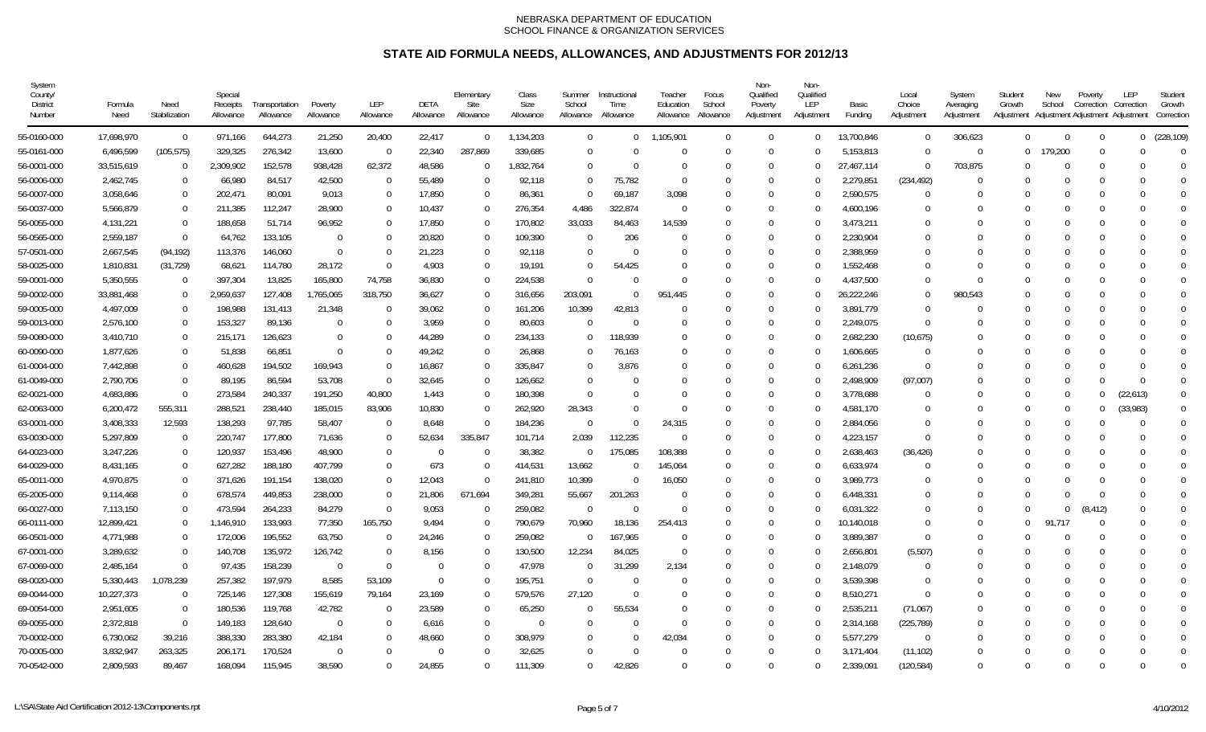NEBRASKA DEPARTMENT OF EDUCATION
SCHOOL FINANCE & ORGANIZATION SERVICES

# STATE AID FORMULA NEEDS, ALLOWANCES, AND ADJUSTMENTS FOR 2012/13

| System County/ District Number | Formula Need | Need Stabilization | Special Receipts Allowance | Transportation Allowance | Poverty Allowance | LEP Allowance | DETA Allowance | Elementary Site Allowance | Class Size Allowance | Summer School Allowance | Instructional Time Allowance | Teacher Education Allowance | Focus School Allowance | Non-Qualified Poverty Adjustment | Non-Qualified LEP Adjustment | Basic Funding | Local Choice Adjustment | System Averaging Adjustment | Student Growth Adjustment | New School Adjustment | Poverty Correction Adjustment | LEP Correction Adjustment | Student Growth Correction |
|---|---|---|---|---|---|---|---|---|---|---|---|---|---|---|---|---|---|---|---|---|---|---|---|
| 55-0160-000 | 17,698,970 | 0 | 971,166 | 644,273 | 21,250 | 20,400 | 22,417 | 0 | 1,134,203 | 0 | 0 | 1,105,901 | 0 | 0 | 0 | 13,700,846 | 0 | 306,623 | 0 | 0 | 0 | 0 | (228,109) |
| 55-0161-000 | 6,496,599 | (105,575) | 329,325 | 276,342 | 13,600 | 0 | 22,340 | 287,869 | 339,685 | 0 | 0 | 0 | 0 | 0 | 0 | 5,153,813 | 0 | 0 | 0 | 179,200 | 0 | 0 | 0 |
| 56-0001-000 | 33,515,619 | 0 | 2,309,902 | 152,578 | 938,428 | 62,372 | 48,586 | 0 | 1,832,764 | 0 | 0 | 0 | 0 | 0 | 0 | 27,467,114 | 0 | 703,875 | 0 | 0 | 0 | 0 | 0 |
| 56-0006-000 | 2,462,745 | 0 | 66,980 | 84,517 | 42,500 | 0 | 55,489 | 0 | 92,118 | 0 | 75,782 | 0 | 0 | 0 | 0 | 2,279,851 | (234,492) | 0 | 0 | 0 | 0 | 0 | 0 |
| 56-0007-000 | 3,058,646 | 0 | 202,471 | 80,091 | 9,013 | 0 | 17,850 | 0 | 86,361 | 0 | 69,187 | 3,098 | 0 | 0 | 0 | 2,590,575 | 0 | 0 | 0 | 0 | 0 | 0 | 0 |
| 56-0037-000 | 5,566,879 | 0 | 211,385 | 112,247 | 28,900 | 0 | 10,437 | 0 | 276,354 | 4,486 | 322,874 | 0 | 0 | 0 | 0 | 4,600,196 | 0 | 0 | 0 | 0 | 0 | 0 | 0 |
| 56-0055-000 | 4,131,221 | 0 | 188,658 | 51,714 | 96,952 | 0 | 17,850 | 0 | 170,802 | 33,033 | 84,463 | 14,539 | 0 | 0 | 0 | 3,473,211 | 0 | 0 | 0 | 0 | 0 | 0 | 0 |
| 56-0565-000 | 2,559,187 | 0 | 64,762 | 133,105 | 0 | 0 | 20,820 | 0 | 109,390 | 0 | 206 | 0 | 0 | 0 | 0 | 2,230,904 | 0 | 0 | 0 | 0 | 0 | 0 | 0 |
| 57-0501-000 | 2,667,545 | (94,192) | 113,376 | 146,060 | 0 | 0 | 21,223 | 0 | 92,118 | 0 | 0 | 0 | 0 | 0 | 0 | 2,388,959 | 0 | 0 | 0 | 0 | 0 | 0 | 0 |
| 58-0025-000 | 1,810,831 | (31,729) | 68,621 | 114,780 | 28,172 | 0 | 4,903 | 0 | 19,191 | 0 | 54,425 | 0 | 0 | 0 | 0 | 1,552,468 | 0 | 0 | 0 | 0 | 0 | 0 | 0 |
| 59-0001-000 | 5,350,555 | 0 | 397,304 | 13,825 | 165,800 | 74,758 | 36,830 | 0 | 224,538 | 0 | 0 | 0 | 0 | 0 | 0 | 4,437,500 | 0 | 0 | 0 | 0 | 0 | 0 | 0 |
| 59-0002-000 | 33,881,468 | 0 | 2,959,637 | 127,408 | 1,765,065 | 318,750 | 36,627 | 0 | 316,656 | 203,091 | 0 | 951,445 | 0 | 0 | 0 | 26,222,246 | 0 | 980,543 | 0 | 0 | 0 | 0 | 0 |
| 59-0005-000 | 4,497,009 | 0 | 198,988 | 131,413 | 21,348 | 0 | 39,062 | 0 | 161,206 | 10,399 | 42,813 | 0 | 0 | 0 | 0 | 3,891,779 | 0 | 0 | 0 | 0 | 0 | 0 | 0 |
| 59-0013-000 | 2,576,100 | 0 | 153,327 | 89,136 | 0 | 0 | 3,959 | 0 | 80,603 | 0 | 0 | 0 | 0 | 0 | 0 | 2,249,075 | 0 | 0 | 0 | 0 | 0 | 0 | 0 |
| 59-0080-000 | 3,410,710 | 0 | 215,171 | 126,623 | 0 | 0 | 44,289 | 0 | 234,133 | 0 | 118,939 | 0 | 0 | 0 | 0 | 2,682,230 | (10,675) | 0 | 0 | 0 | 0 | 0 | 0 |
| 60-0090-000 | 1,877,626 | 0 | 51,838 | 66,851 | 0 | 0 | 49,242 | 0 | 26,868 | 0 | 76,163 | 0 | 0 | 0 | 0 | 1,606,665 | 0 | 0 | 0 | 0 | 0 | 0 | 0 |
| 61-0004-000 | 7,442,898 | 0 | 460,628 | 194,502 | 169,943 | 0 | 16,867 | 0 | 335,847 | 0 | 3,876 | 0 | 0 | 0 | 0 | 6,261,236 | 0 | 0 | 0 | 0 | 0 | 0 | 0 |
| 61-0049-000 | 2,790,706 | 0 | 89,195 | 86,594 | 53,708 | 0 | 32,645 | 0 | 126,662 | 0 | 0 | 0 | 0 | 0 | 0 | 2,498,909 | (97,007) | 0 | 0 | 0 | 0 | 0 | 0 |
| 62-0021-000 | 4,683,886 | 0 | 273,584 | 240,337 | 191,250 | 40,800 | 1,443 | 0 | 180,398 | 0 | 0 | 0 | 0 | 0 | 0 | 3,778,688 | 0 | 0 | 0 | 0 | 0 | (22,613) | 0 |
| 62-0063-000 | 6,200,472 | 555,311 | 288,521 | 238,440 | 185,015 | 83,906 | 10,830 | 0 | 262,920 | 28,343 | 0 | 0 | 0 | 0 | 0 | 4,581,170 | 0 | 0 | 0 | 0 | 0 | (33,983) | 0 |
| 63-0001-000 | 3,408,333 | 12,593 | 138,293 | 97,785 | 58,407 | 0 | 8,648 | 0 | 184,236 | 0 | 0 | 24,315 | 0 | 0 | 0 | 2,884,056 | 0 | 0 | 0 | 0 | 0 | 0 | 0 |
| 63-0030-000 | 5,297,809 | 0 | 220,747 | 177,800 | 71,636 | 0 | 52,634 | 335,847 | 101,714 | 2,039 | 112,235 | 0 | 0 | 0 | 0 | 4,223,157 | 0 | 0 | 0 | 0 | 0 | 0 | 0 |
| 64-0023-000 | 3,247,226 | 0 | 120,937 | 153,496 | 48,900 | 0 | 0 | 0 | 38,382 | 0 | 175,085 | 108,388 | 0 | 0 | 0 | 2,638,463 | (36,426) | 0 | 0 | 0 | 0 | 0 | 0 |
| 64-0029-000 | 8,431,165 | 0 | 627,282 | 188,180 | 407,799 | 0 | 673 | 0 | 414,531 | 13,662 | 0 | 145,064 | 0 | 0 | 0 | 6,633,974 | 0 | 0 | 0 | 0 | 0 | 0 | 0 |
| 65-0011-000 | 4,970,875 | 0 | 371,626 | 191,154 | 138,020 | 0 | 12,043 | 0 | 241,810 | 10,399 | 0 | 16,050 | 0 | 0 | 0 | 3,989,773 | 0 | 0 | 0 | 0 | 0 | 0 | 0 |
| 65-2005-000 | 9,114,468 | 0 | 678,574 | 449,853 | 238,000 | 0 | 21,806 | 671,694 | 349,281 | 55,667 | 201,263 | 0 | 0 | 0 | 0 | 6,448,331 | 0 | 0 | 0 | 0 | 0 | 0 | 0 |
| 66-0027-000 | 7,113,150 | 0 | 473,594 | 264,233 | 84,279 | 0 | 9,053 | 0 | 259,082 | 0 | 0 | 0 | 0 | 0 | 0 | 6,031,322 | 0 | 0 | 0 | 0 | (8,412) | 0 | 0 |
| 66-0111-000 | 12,899,421 | 0 | 1,146,910 | 133,993 | 77,350 | 165,750 | 9,494 | 0 | 790,679 | 70,960 | 18,136 | 254,413 | 0 | 0 | 0 | 10,140,018 | 0 | 0 | 0 | 91,717 | 0 | 0 | 0 |
| 66-0501-000 | 4,771,988 | 0 | 172,006 | 195,552 | 63,750 | 0 | 24,246 | 0 | 259,082 | 0 | 167,965 | 0 | 0 | 0 | 0 | 3,889,387 | 0 | 0 | 0 | 0 | 0 | 0 | 0 |
| 67-0001-000 | 3,289,632 | 0 | 140,708 | 135,972 | 126,742 | 0 | 8,156 | 0 | 130,500 | 12,234 | 84,025 | 0 | 0 | 0 | 0 | 2,656,801 | (5,507) | 0 | 0 | 0 | 0 | 0 | 0 |
| 67-0069-000 | 2,485,164 | 0 | 97,435 | 158,239 | 0 | 0 | 0 | 0 | 47,978 | 0 | 31,299 | 2,134 | 0 | 0 | 0 | 2,148,079 | 0 | 0 | 0 | 0 | 0 | 0 | 0 |
| 68-0020-000 | 5,330,443 | 1,078,239 | 257,382 | 197,979 | 8,585 | 53,109 | 0 | 0 | 195,751 | 0 | 0 | 0 | 0 | 0 | 0 | 3,539,398 | 0 | 0 | 0 | 0 | 0 | 0 | 0 |
| 69-0044-000 | 10,227,373 | 0 | 725,146 | 127,308 | 155,619 | 79,164 | 23,169 | 0 | 579,576 | 27,120 | 0 | 0 | 0 | 0 | 0 | 8,510,271 | 0 | 0 | 0 | 0 | 0 | 0 | 0 |
| 69-0054-000 | 2,951,605 | 0 | 180,536 | 119,768 | 42,782 | 0 | 23,589 | 0 | 65,250 | 0 | 55,534 | 0 | 0 | 0 | 0 | 2,535,211 | (71,067) | 0 | 0 | 0 | 0 | 0 | 0 |
| 69-0055-000 | 2,372,818 | 0 | 149,183 | 128,640 | 0 | 0 | 6,616 | 0 | 0 | 0 | 0 | 0 | 0 | 0 | 0 | 2,314,168 | (225,789) | 0 | 0 | 0 | 0 | 0 | 0 |
| 70-0002-000 | 6,730,062 | 39,216 | 388,330 | 283,380 | 42,184 | 0 | 48,660 | 0 | 308,979 | 0 | 0 | 42,034 | 0 | 0 | 0 | 5,577,279 | 0 | 0 | 0 | 0 | 0 | 0 | 0 |
| 70-0005-000 | 3,832,947 | 263,325 | 206,171 | 170,524 | 0 | 0 | 0 | 0 | 32,625 | 0 | 0 | 0 | 0 | 0 | 0 | 3,171,404 | (11,102) | 0 | 0 | 0 | 0 | 0 | 0 |
| 70-0542-000 | 2,809,593 | 89,467 | 168,094 | 115,945 | 38,590 | 0 | 24,855 | 0 | 111,309 | 0 | 42,826 | 0 | 0 | 0 | 0 | 2,339,091 | (120,584) | 0 | 0 | 0 | 0 | 0 | 0 |

L:\SA\State Aid Certification 2012-13\Components.rpt 4/10/2012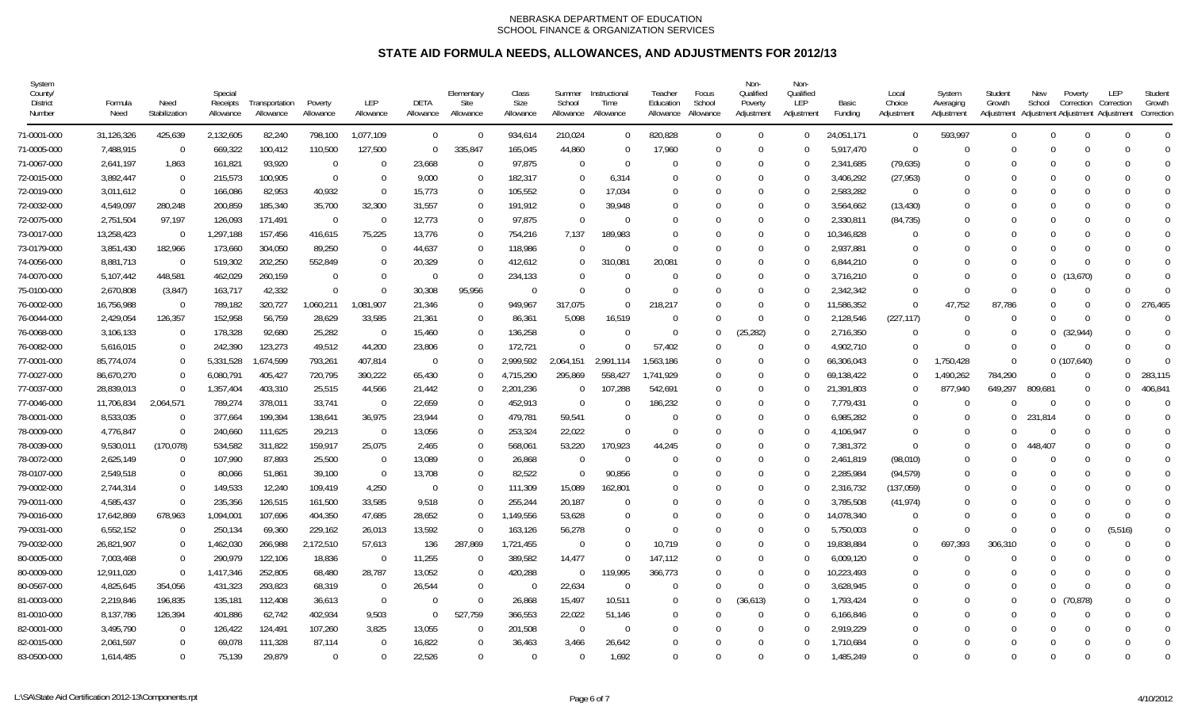NEBRASKA DEPARTMENT OF EDUCATION
SCHOOL FINANCE & ORGANIZATION SERVICES

# STATE AID FORMULA NEEDS, ALLOWANCES, AND ADJUSTMENTS FOR 2012/13

| System County/ District Number | Formula Need | Need Stabilization | Special Receipts Allowance | Transportation Allowance | Poverty Allowance | LEP Allowance | DETA Allowance | Elementary Site Allowance | Class Size Allowance | Summer School Allowance | Instructional Time Allowance | Teacher Education Allowance | Focus School Allowance | Non-Qualified Poverty Adjustment | Non-Qualified LEP Adjustment | Basic Funding | Local Choice Adjustment | System Averaging Adjustment | Student Growth Adjustment | New School Adjustment | Poverty Correction Adjustment | LEP Correction Adjustment | Student Growth Correction |
|---|---|---|---|---|---|---|---|---|---|---|---|---|---|---|---|---|---|---|---|---|---|---|---|
| 71-0001-000 | 31,126,326 | 425,639 | 2,132,605 | 82,240 | 798,100 | 1,077,109 | 0 | 0 | 934,614 | 210,024 | 0 | 820,828 | 0 | 0 | 0 | 24,051,171 | 0 | 593,997 | 0 | 0 | 0 | 0 | 0 |
| 71-0005-000 | 7,488,915 | 0 | 669,322 | 100,412 | 110,500 | 127,500 | 0 | 335,847 | 165,045 | 44,860 | 0 | 17,960 | 0 | 0 | 0 | 5,917,470 | 0 | 0 | 0 | 0 | 0 | 0 | 0 |
| 71-0067-000 | 2,641,197 | 1,863 | 161,821 | 93,920 | 0 | 0 | 23,668 | 0 | 97,875 | 0 | 0 | 0 | 0 | 0 | 0 | 2,341,685 | (79,635) | 0 | 0 | 0 | 0 | 0 | 0 |
| 72-0015-000 | 3,892,447 | 0 | 215,573 | 100,905 | 0 | 0 | 9,000 | 0 | 182,317 | 0 | 6,314 | 0 | 0 | 0 | 0 | 3,406,292 | (27,953) | 0 | 0 | 0 | 0 | 0 | 0 |
| 72-0019-000 | 3,011,612 | 0 | 166,086 | 82,953 | 40,932 | 0 | 15,773 | 0 | 105,552 | 0 | 17,034 | 0 | 0 | 0 | 0 | 2,583,282 | 0 | 0 | 0 | 0 | 0 | 0 | 0 |
| 72-0032-000 | 4,549,097 | 280,248 | 200,859 | 185,340 | 35,700 | 32,300 | 31,557 | 0 | 191,912 | 0 | 39,948 | 0 | 0 | 0 | 0 | 3,564,662 | (13,430) | 0 | 0 | 0 | 0 | 0 | 0 |
| 72-0075-000 | 2,751,504 | 97,197 | 126,093 | 171,491 | 0 | 0 | 12,773 | 0 | 97,875 | 0 | 0 | 0 | 0 | 0 | 0 | 2,330,811 | (84,735) | 0 | 0 | 0 | 0 | 0 | 0 |
| 73-0017-000 | 13,258,423 | 0 | 1,297,188 | 157,456 | 416,615 | 75,225 | 13,776 | 0 | 754,216 | 7,137 | 189,983 | 0 | 0 | 0 | 0 | 10,346,828 | 0 | 0 | 0 | 0 | 0 | 0 | 0 |
| 73-0179-000 | 3,851,430 | 182,966 | 173,660 | 304,050 | 89,250 | 0 | 44,637 | 0 | 118,986 | 0 | 0 | 0 | 0 | 0 | 0 | 2,937,881 | 0 | 0 | 0 | 0 | 0 | 0 | 0 |
| 74-0056-000 | 8,881,713 | 0 | 519,302 | 202,250 | 552,849 | 0 | 20,329 | 0 | 412,612 | 0 | 310,081 | 20,081 | 0 | 0 | 0 | 6,844,210 | 0 | 0 | 0 | 0 | 0 | 0 | 0 |
| 74-0070-000 | 5,107,442 | 448,581 | 462,029 | 260,159 | 0 | 0 | 0 | 0 | 234,133 | 0 | 0 | 0 | 0 | 0 | 0 | 3,716,210 | 0 | 0 | 0 | 0 | (13,670) | 0 | 0 |
| 75-0100-000 | 2,670,808 | (3,847) | 163,717 | 42,332 | 0 | 0 | 30,308 | 95,956 | 0 | 0 | 0 | 0 | 0 | 0 | 0 | 2,342,342 | 0 | 0 | 0 | 0 | 0 | 0 | 0 |
| 76-0002-000 | 16,756,988 | 0 | 789,182 | 320,727 | 1,060,211 | 1,081,907 | 21,346 | 0 | 949,967 | 317,075 | 0 | 218,217 | 0 | 0 | 0 | 11,586,352 | 0 | 47,752 | 87,786 | 0 | 0 | 0 | 276,465 |
| 76-0044-000 | 2,429,054 | 126,357 | 152,958 | 56,759 | 28,629 | 33,585 | 21,361 | 0 | 86,361 | 5,098 | 16,519 | 0 | 0 | 0 | 0 | 2,128,546 | (227,117) | 0 | 0 | 0 | 0 | 0 | 0 |
| 76-0068-000 | 3,106,133 | 0 | 178,328 | 92,680 | 25,282 | 0 | 15,460 | 0 | 136,258 | 0 | 0 | 0 | 0 | (25,282) | 0 | 2,716,350 | 0 | 0 | 0 | 0 | (32,944) | 0 | 0 |
| 76-0082-000 | 5,616,015 | 0 | 242,390 | 123,273 | 49,512 | 44,200 | 23,806 | 0 | 172,721 | 0 | 0 | 57,402 | 0 | 0 | 0 | 4,902,710 | 0 | 0 | 0 | 0 | 0 | 0 | 0 |
| 77-0001-000 | 85,774,074 | 0 | 5,331,528 | 1,674,599 | 793,261 | 407,814 | 0 | 0 | 2,999,592 | 2,064,151 | 2,991,114 | 1,563,186 | 0 | 0 | 0 | 66,306,043 | 0 | 1,750,428 | 0 | 0 | (107,640) | 0 | 0 |
| 77-0027-000 | 86,670,270 | 0 | 6,080,791 | 405,427 | 720,795 | 390,222 | 65,430 | 0 | 4,715,290 | 295,869 | 558,427 | 1,741,929 | 0 | 0 | 0 | 69,138,422 | 0 | 1,490,262 | 784,290 | 0 | 0 | 0 | 283,115 |
| 77-0037-000 | 28,839,013 | 0 | 1,357,404 | 403,310 | 25,515 | 44,566 | 21,442 | 0 | 2,201,236 | 0 | 107,288 | 542,691 | 0 | 0 | 0 | 21,391,803 | 0 | 877,940 | 649,297 | 809,681 | 0 | 0 | 406,841 |
| 77-0046-000 | 11,706,834 | 2,064,571 | 789,274 | 378,011 | 33,741 | 0 | 22,659 | 0 | 452,913 | 0 | 0 | 186,232 | 0 | 0 | 0 | 7,779,431 | 0 | 0 | 0 | 0 | 0 | 0 | 0 |
| 78-0001-000 | 8,533,035 | 0 | 377,664 | 199,394 | 138,641 | 36,975 | 23,944 | 0 | 479,781 | 59,541 | 0 | 0 | 0 | 0 | 0 | 6,985,282 | 0 | 0 | 0 | 231,814 | 0 | 0 | 0 |
| 78-0009-000 | 4,776,847 | 0 | 240,660 | 111,625 | 29,213 | 0 | 13,056 | 0 | 253,324 | 22,022 | 0 | 0 | 0 | 0 | 0 | 4,106,947 | 0 | 0 | 0 | 0 | 0 | 0 | 0 |
| 78-0039-000 | 9,530,011 | (170,078) | 534,582 | 311,822 | 159,917 | 25,075 | 2,465 | 0 | 568,061 | 53,220 | 170,923 | 44,245 | 0 | 0 | 0 | 7,381,372 | 0 | 0 | 0 | 448,407 | 0 | 0 | 0 |
| 78-0072-000 | 2,625,149 | 0 | 107,990 | 87,893 | 25,500 | 0 | 13,089 | 0 | 26,868 | 0 | 0 | 0 | 0 | 0 | 0 | 2,461,819 | (98,010) | 0 | 0 | 0 | 0 | 0 | 0 |
| 78-0107-000 | 2,549,518 | 0 | 80,066 | 51,861 | 39,100 | 0 | 13,708 | 0 | 82,522 | 0 | 90,856 | 0 | 0 | 0 | 0 | 2,285,984 | (94,579) | 0 | 0 | 0 | 0 | 0 | 0 |
| 79-0002-000 | 2,744,314 | 0 | 149,533 | 12,240 | 109,419 | 4,250 | 0 | 0 | 111,309 | 15,089 | 162,801 | 0 | 0 | 0 | 0 | 2,316,732 | (137,059) | 0 | 0 | 0 | 0 | 0 | 0 |
| 79-0011-000 | 4,585,437 | 0 | 235,356 | 126,515 | 161,500 | 33,585 | 9,518 | 0 | 255,244 | 20,187 | 0 | 0 | 0 | 0 | 0 | 3,785,508 | (41,974) | 0 | 0 | 0 | 0 | 0 | 0 |
| 79-0016-000 | 17,642,869 | 678,963 | 1,094,001 | 107,696 | 404,350 | 47,685 | 28,652 | 0 | 1,149,556 | 53,628 | 0 | 0 | 0 | 0 | 0 | 14,078,340 | 0 | 0 | 0 | 0 | 0 | 0 | 0 |
| 79-0031-000 | 6,552,152 | 0 | 250,134 | 69,360 | 229,162 | 26,013 | 13,592 | 0 | 163,126 | 56,278 | 0 | 0 | 0 | 0 | 0 | 5,750,003 | 0 | 0 | 0 | 0 | 0 | (5,516) | 0 |
| 79-0032-000 | 26,821,907 | 0 | 1,462,030 | 266,988 | 2,172,510 | 57,613 | 136 | 287,869 | 1,721,455 | 0 | 0 | 10,719 | 0 | 0 | 0 | 19,838,884 | 0 | 697,393 | 306,310 | 0 | 0 | 0 | 0 |
| 80-0005-000 | 7,003,468 | 0 | 290,979 | 122,106 | 18,836 | 0 | 11,255 | 0 | 389,582 | 14,477 | 0 | 147,112 | 0 | 0 | 0 | 6,009,120 | 0 | 0 | 0 | 0 | 0 | 0 | 0 |
| 80-0009-000 | 12,911,020 | 0 | 1,417,346 | 252,805 | 68,480 | 28,787 | 13,052 | 0 | 420,288 | 0 | 119,995 | 366,773 | 0 | 0 | 0 | 10,223,493 | 0 | 0 | 0 | 0 | 0 | 0 | 0 |
| 80-0567-000 | 4,825,645 | 354,056 | 431,323 | 293,823 | 68,319 | 0 | 26,544 | 0 | 0 | 22,634 | 0 | 0 | 0 | 0 | 0 | 3,628,945 | 0 | 0 | 0 | 0 | 0 | 0 | 0 |
| 81-0003-000 | 2,219,846 | 196,835 | 135,181 | 112,408 | 36,613 | 0 | 0 | 0 | 26,868 | 15,497 | 10,511 | 0 | 0 | (36,613) | 0 | 1,793,424 | 0 | 0 | 0 | 0 | (70,878) | 0 | 0 |
| 81-0010-000 | 8,137,766 | 126,394 | 401,886 | 62,742 | 402,934 | 9,503 | 0 | 527,759 | 366,553 | 22,022 | 51,146 | 0 | 0 | 0 | 0 | 6,166,846 | 0 | 0 | 0 | 0 | 0 | 0 | 0 |
| 82-0001-000 | 3,495,790 | 0 | 126,422 | 124,491 | 107,260 | 3,825 | 13,055 | 0 | 201,508 | 0 | 0 | 0 | 0 | 0 | 0 | 2,919,229 | 0 | 0 | 0 | 0 | 0 | 0 | 0 |
| 82-0015-000 | 2,061,597 | 0 | 69,078 | 111,328 | 87,114 | 0 | 16,822 | 0 | 36,463 | 3,466 | 26,642 | 0 | 0 | 0 | 0 | 1,710,684 | 0 | 0 | 0 | 0 | 0 | 0 | 0 |
| 83-0500-000 | 1,614,485 | 0 | 75,139 | 29,879 | 0 | 0 | 22,526 | 0 | 0 | 0 | 1,692 | 0 | 0 | 0 | 0 | 1,485,249 | 0 | 0 | 0 | 0 | 0 | 0 | 0 |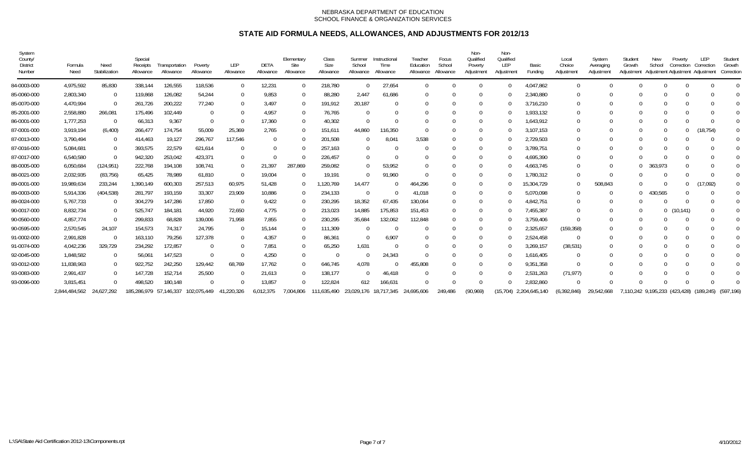# STATE AID FORMULA NEEDS, ALLOWANCES, AND ADJUSTMENTS FOR 2012/13

| System County/ District Number | Formula Need | Need Stabilization | Special Receipts Allowance | Transportation Allowance | Poverty Allowance | LEP Allowance | DETA Allowance | Elementary Site Allowance | Class Size Allowance | Summer School Allowance | Instructional Time Allowance | Teacher Education Allowance | Focus School Allowance | Non-Qualified Poverty Adjustment | Non-Qualified LEP Adjustment | Basic Funding | Local Choice Adjustment | System Averaging Adjustment | Student Growth Adjustment | New School Adjustment | Poverty Correction Adjustment | LEP Correction Adjustment | Student Growth Correction |
|---|---|---|---|---|---|---|---|---|---|---|---|---|---|---|---|---|---|---|---|---|---|---|---|
| 84-0003-000 | 4,975,592 | 85,830 | 338,144 | 126,555 | 118,536 | 0 | 12,231 | 0 | 218,780 | 0 | 27,654 | 0 | 0 | 0 | 0 | 4,047,862 | 0 | 0 | 0 | 0 | 0 | 0 | 0 |
| 85-0060-000 | 2,803,340 | 0 | 119,868 | 126,082 | 54,244 | 0 | 9,853 | 0 | 88,280 | 2,447 | 61,686 | 0 | 0 | 0 | 0 | 2,340,880 | 0 | 0 | 0 | 0 | 0 | 0 | 0 |
| 85-0070-000 | 4,470,994 | 0 | 261,726 | 200,222 | 77,240 | 0 | 3,497 | 0 | 191,912 | 20,187 | 0 | 0 | 0 | 0 | 0 | 3,716,210 | 0 | 0 | 0 | 0 | 0 | 0 | 0 |
| 85-2001-000 | 2,558,880 | 266,081 | 175,496 | 102,449 | 0 | 0 | 4,957 | 0 | 76,765 | 0 | 0 | 0 | 0 | 0 | 0 | 1,933,132 | 0 | 0 | 0 | 0 | 0 | 0 | 0 |
| 86-0001-000 | 1,777,253 | 0 | 66,313 | 9,367 | 0 | 0 | 17,360 | 0 | 40,302 | 0 | 0 | 0 | 0 | 0 | 0 | 1,643,912 | 0 | 0 | 0 | 0 | 0 | 0 | 0 |
| 87-0001-000 | 3,919,194 | (6,400) | 266,477 | 174,754 | 55,009 | 25,369 | 2,765 | 0 | 151,611 | 44,860 | 116,350 | 0 | 0 | 0 | 0 | 3,107,153 | 0 | 0 | 0 | 0 | 0 | (18,754) | 0 |
| 87-0013-000 | 3,790,494 | 0 | 414,463 | 19,127 | 296,767 | 117,546 | 0 | 0 | 201,508 | 0 | 8,041 | 3,538 | 0 | 0 | 0 | 2,729,503 | 0 | 0 | 0 | 0 | 0 | 0 | 0 |
| 87-0016-000 | 5,084,681 | 0 | 393,575 | 22,579 | 621,614 | 0 | 0 | 0 | 257,163 | 0 | 0 | 0 | 0 | 0 | 0 | 3,789,751 | 0 | 0 | 0 | 0 | 0 | 0 | 0 |
| 87-0017-000 | 6,540,580 | 0 | 942,320 | 253,042 | 423,371 | 0 | 0 | 0 | 226,457 | 0 | 0 | 0 | 0 | 0 | 0 | 4,695,390 | 0 | 0 | 0 | 0 | 0 | 0 | 0 |
| 88-0005-000 | 6,050,684 | (124,951) | 222,768 | 194,108 | 108,741 | 0 | 21,397 | 287,869 | 259,082 | 0 | 53,952 | 0 | 0 | 0 | 0 | 4,663,745 | 0 | 0 | 0 | 363,973 | 0 | 0 | 0 |
| 88-0021-000 | 2,032,935 | (83,756) | 65,425 | 78,989 | 61,810 | 0 | 19,004 | 0 | 19,191 | 0 | 91,960 | 0 | 0 | 0 | 0 | 1,780,312 | 0 | 0 | 0 | 0 | 0 | 0 | 0 |
| 89-0001-000 | 19,989,634 | 233,244 | 1,390,149 | 600,303 | 257,513 | 60,975 | 51,428 | 0 | 1,120,769 | 14,477 | 0 | 464,296 | 0 | 0 | 0 | 15,304,729 | 0 | 508,843 | 0 | 0 | 0 | (17,092) | 0 |
| 89-0003-000 | 5,914,336 | (404,538) | 281,797 | 193,159 | 33,307 | 23,909 | 10,886 | 0 | 234,133 | 0 | 0 | 41,018 | 0 | 0 | 0 | 5,070,098 | 0 | 0 | 0 | 430,565 | 0 | 0 | 0 |
| 89-0024-000 | 5,767,733 | 0 | 304,279 | 147,286 | 17,850 | 0 | 9,422 | 0 | 230,295 | 18,352 | 67,435 | 130,064 | 0 | 0 | 0 | 4,842,751 | 0 | 0 | 0 | 0 | 0 | 0 | 0 |
| 90-0017-000 | 8,832,734 | 0 | 525,747 | 184,181 | 44,920 | 72,650 | 4,775 | 0 | 213,023 | 14,885 | 175,853 | 151,453 | 0 | 0 | 0 | 7,455,387 | 0 | 0 | 0 | 0 | (10,141) | 0 | 0 |
| 90-0560-000 | 4,857,774 | 0 | 299,833 | 68,828 | 139,006 | 71,958 | 7,855 | 0 | 230,295 | 35,684 | 132,062 | 112,848 | 0 | 0 | 0 | 3,759,406 | 0 | 0 | 0 | 0 | 0 | 0 | 0 |
| 90-0595-000 | 2,570,545 | 24,107 | 154,573 | 74,317 | 24,795 | 0 | 15,144 | 0 | 111,309 | 0 | 0 | 0 | 0 | 0 | 0 | 2,325,657 | (159,358) | 0 | 0 | 0 | 0 | 0 | 0 |
| 91-0002-000 | 2,991,828 | 0 | 163,110 | 79,256 | 127,378 | 0 | 4,357 | 0 | 86,361 | 0 | 6,907 | 0 | 0 | 0 | 0 | 2,524,458 | 0 | 0 | 0 | 0 | 0 | 0 | 0 |
| 91-0074-000 | 4,042,236 | 329,729 | 234,292 | 172,857 | 0 | 0 | 7,851 | 0 | 65,250 | 1,631 | 0 | 0 | 0 | 0 | 0 | 3,269,157 | (38,531) | 0 | 0 | 0 | 0 | 0 | 0 |
| 92-0045-000 | 1,848,582 | 0 | 56,061 | 147,523 | 0 | 0 | 4,250 | 0 | 0 | 0 | 24,343 | 0 | 0 | 0 | 0 | 1,616,405 | 0 | 0 | 0 | 0 | 0 | 0 | 0 |
| 93-0012-000 | 11,838,963 | 0 | 922,752 | 242,250 | 129,442 | 68,769 | 17,762 | 0 | 646,745 | 4,078 | 0 | 455,808 | 0 | 0 | 0 | 9,351,358 | 0 | 0 | 0 | 0 | 0 | 0 | 0 |
| 93-0083-000 | 2,991,437 | 0 | 147,728 | 152,714 | 25,500 | 0 | 21,613 | 0 | 138,177 | 0 | 46,418 | 0 | 0 | 0 | 0 | 2,531,263 | (71,977) | 0 | 0 | 0 | 0 | 0 | 0 |
| 93-0096-000 | 3,815,451 | 0 | 498,520 | 180,148 | 0 | 0 | 13,857 | 0 | 122,824 | 612 | 166,631 | 0 | 0 | 0 | 0 | 2,832,860 | 0 | 0 | 0 | 0 | 0 | 0 | 0 |
| | 2,844,484,562 | 24,627,292 | 185,286,979 | 57,146,337 | 102,075,449 | 41,220,326 | 6,012,375 | 7,004,806 | 111,635,490 | 23,029,176 | 18,717,345 | 24,695,606 | 249,486 | (90,969) | (15,704) | 2,204,645,140 | (6,392,846) | 29,542,668 | 7,110,242 | 9,195,233 | (423,428) | (189,245) | (597,196) |